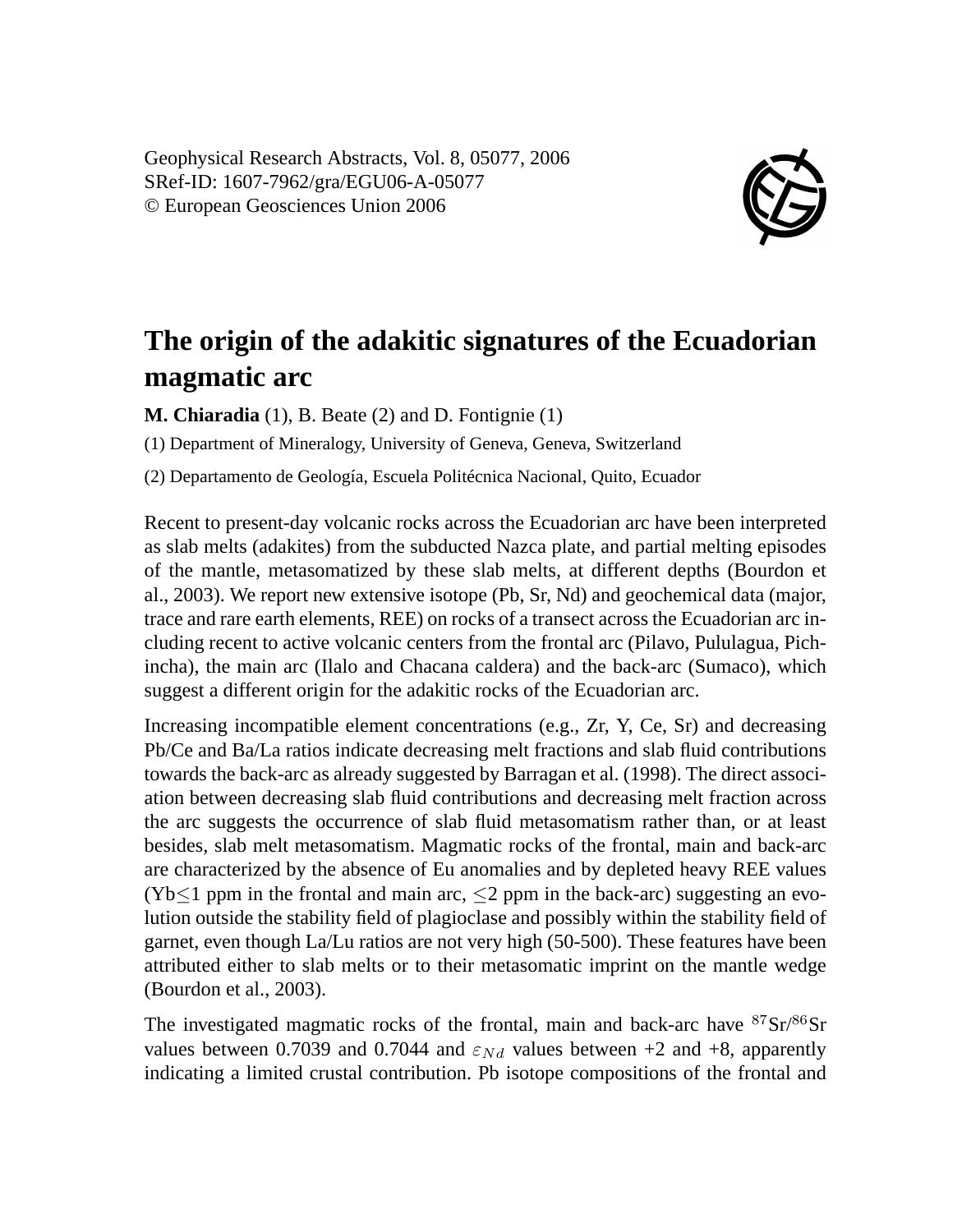Geophysical Research Abstracts, Vol. 8, 05077, 2006
SRef-ID: 1607-7962/gra/EGU06-A-05077
© European Geosciences Union 2006

# The origin of the adakitic signatures of the Ecuadorian magmatic arc

**M. Chiaradia** (1), B. Beate (2) and D. Fontignie (1)

(1) Department of Mineralogy, University of Geneva, Geneva, Switzerland

(2) Departamento de Geología, Escuela Politécnica Nacional, Quito, Ecuador

Recent to present-day volcanic rocks across the Ecuadorian arc have been interpreted as slab melts (adakites) from the subducted Nazca plate, and partial melting episodes of the mantle, metasomatized by these slab melts, at different depths (Bourdon et al., 2003). We report new extensive isotope (Pb, Sr, Nd) and geochemical data (major, trace and rare earth elements, REE) on rocks of a transect across the Ecuadorian arc including recent to active volcanic centers from the frontal arc (Pilavo, Pululagua, Pichincha), the main arc (Ilalo and Chacana caldera) and the back-arc (Sumaco), which suggest a different origin for the adakitic rocks of the Ecuadorian arc.

Increasing incompatible element concentrations (e.g., Zr, Y, Ce, Sr) and decreasing Pb/Ce and Ba/La ratios indicate decreasing melt fractions and slab fluid contributions towards the back-arc as already suggested by Barragan et al. (1998). The direct association between decreasing slab fluid contributions and decreasing melt fraction across the arc suggests the occurrence of slab fluid metasomatism rather than, or at least besides, slab melt metasomatism. Magmatic rocks of the frontal, main and back-arc are characterized by the absence of Eu anomalies and by depleted heavy REE values (Yb$\leq$1 ppm in the frontal and main arc, $\leq$2 ppm in the back-arc) suggesting an evolution outside the stability field of plagioclase and possibly within the stability field of garnet, even though La/Lu ratios are not very high (50-500). These features have been attributed either to slab melts or to their metasomatic imprint on the mantle wedge (Bourdon et al., 2003).

The investigated magmatic rocks of the frontal, main and back-arc have $^{87}Sr/^{86}Sr$ values between 0.7039 and 0.7044 and $\varepsilon_{Nd}$ values between +2 and +8, apparently indicating a limited crustal contribution. Pb isotope compositions of the frontal and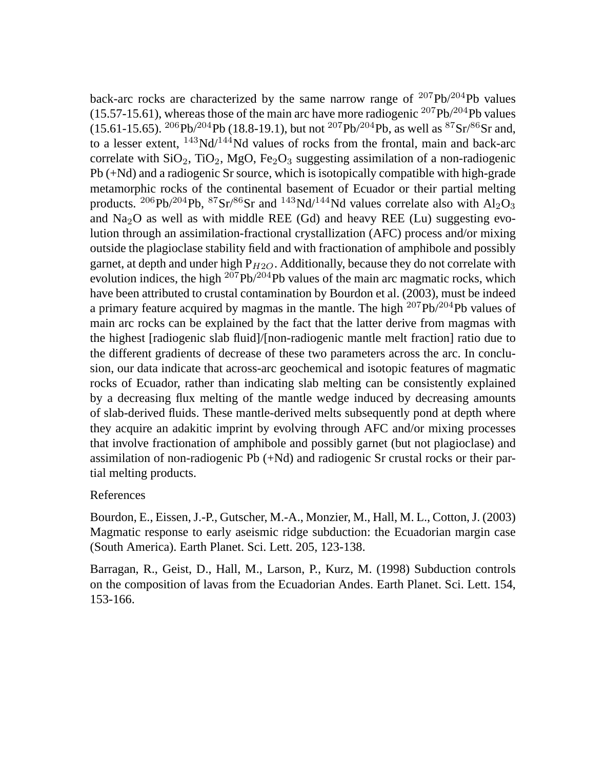back-arc rocks are characterized by the same narrow range of $^{207}Pb/^{204}Pb$ values (15.57-15.61), whereas those of the main arc have more radiogenic $^{207}Pb/^{204}Pb$ values (15.61-15.65). $^{206}Pb/^{204}Pb$ (18.8-19.1), but not $^{207}Pb/^{204}Pb$, as well as $^{87}Sr/^{86}Sr$ and, to a lesser extent, $^{143}Nd/^{144}Nd$ values of rocks from the frontal, main and back-arc correlate with $SiO_2$, $TiO_2$, MgO, $Fe_2O_3$ suggesting assimilation of a non-radiogenic Pb (+Nd) and a radiogenic Sr source, which is isotopically compatible with high-grade metamorphic rocks of the continental basement of Ecuador or their partial melting products. $^{206}Pb/^{204}Pb$, $^{87}Sr/^{86}Sr$ and $^{143}Nd/^{144}Nd$ values correlate also with $Al_2O_3$ and $Na_2O$ as well as with middle REE (Gd) and heavy REE (Lu) suggesting evolution through an assimilation-fractional crystallization (AFC) process and/or mixing outside the plagioclase stability field and with fractionation of amphibole and possibly garnet, at depth and under high $P_{H2O}$. Additionally, because they do not correlate with evolution indices, the high $^{207}Pb/^{204}Pb$ values of the main arc magmatic rocks, which have been attributed to crustal contamination by Bourdon et al. (2003), must be indeed a primary feature acquired by magmas in the mantle. The high $^{207}Pb/^{204}Pb$ values of main arc rocks can be explained by the fact that the latter derive from magmas with the highest [radiogenic slab fluid]/[non-radiogenic mantle melt fraction] ratio due to the different gradients of decrease of these two parameters across the arc. In conclusion, our data indicate that across-arc geochemical and isotopic features of magmatic rocks of Ecuador, rather than indicating slab melting can be consistently explained by a decreasing flux melting of the mantle wedge induced by decreasing amounts of slab-derived fluids. These mantle-derived melts subsequently pond at depth where they acquire an adakitic imprint by evolving through AFC and/or mixing processes that involve fractionation of amphibole and possibly garnet (but not plagioclase) and assimilation of non-radiogenic Pb (+Nd) and radiogenic Sr crustal rocks or their partial melting products.

References

Bourdon, E., Eissen, J.-P., Gutscher, M.-A., Monzier, M., Hall, M. L., Cotton, J. (2003) Magmatic response to early aseismic ridge subduction: the Ecuadorian margin case (South America). Earth Planet. Sci. Lett. 205, 123-138.

Barragan, R., Geist, D., Hall, M., Larson, P., Kurz, M. (1998) Subduction controls on the composition of lavas from the Ecuadorian Andes. Earth Planet. Sci. Lett. 154, 153-166.